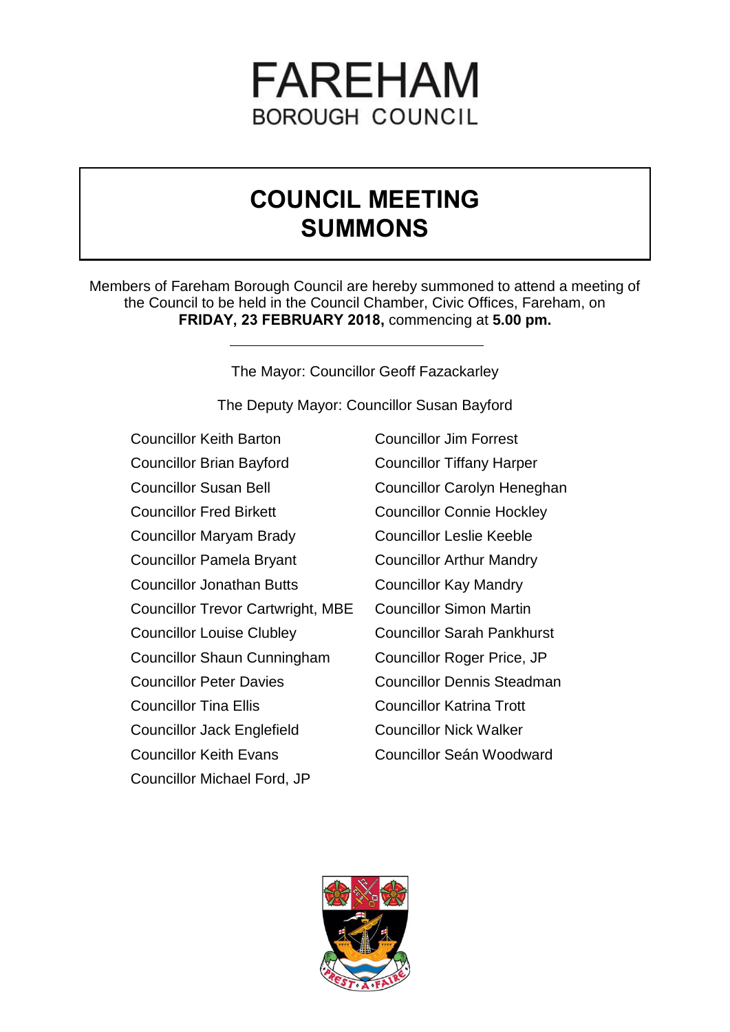# FAREHAM
## BOROUGH COUNCIL

# COUNCIL MEETING SUMMONS

Members of Fareham Borough Council are hereby summoned to attend a meeting of the Council to be held in the Council Chamber, Civic Offices, Fareham, on **FRIDAY, 23 FEBRUARY 2018,** commencing at **5.00 pm.**

---

The Mayor: Councillor Geoff Fazackarley

The Deputy Mayor: Councillor Susan Bayford

Councillor Keith Barton
Councillor Brian Bayford
Councillor Susan Bell
Councillor Fred Birkett
Councillor Maryam Brady
Councillor Pamela Bryant
Councillor Jonathan Butts
Councillor Trevor Cartwright, MBE
Councillor Louise Clubley
Councillor Shaun Cunningham
Councillor Peter Davies
Councillor Tina Ellis
Councillor Jack Englefield
Councillor Keith Evans
Councillor Michael Ford, JP
Councillor Jim Forrest
Councillor Tiffany Harper
Councillor Carolyn Heneghan
Councillor Connie Hockley
Councillor Leslie Keeble
Councillor Arthur Mandry
Councillor Kay Mandry
Councillor Simon Martin
Councillor Sarah Pankhurst
Councillor Roger Price, JP
Councillor Dennis Steadman
Councillor Katrina Trott
Councillor Nick Walker
Councillor Seán Woodward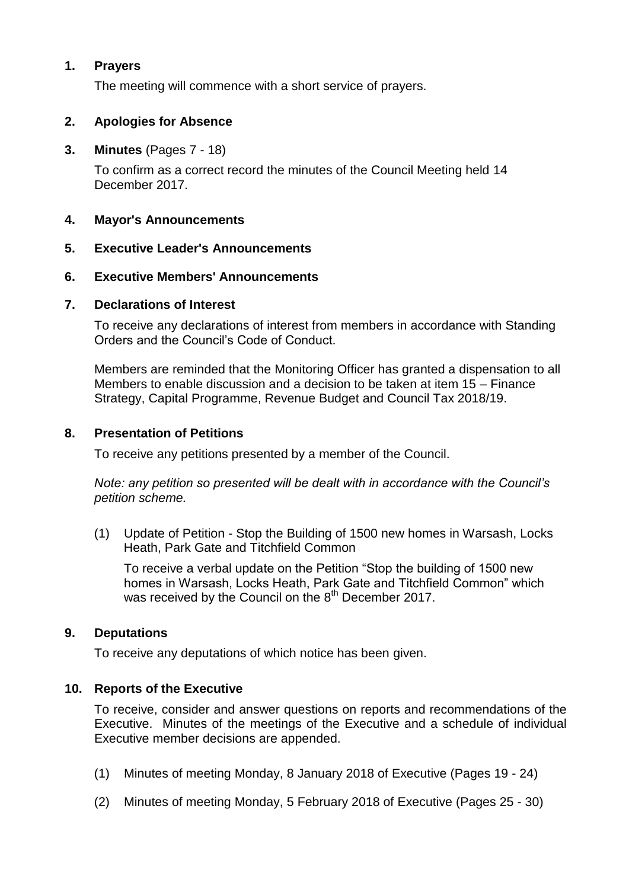**1. Prayers**

The meeting will commence with a short service of prayers.

**2. Apologies for Absence**

**3. Minutes** (Pages 7 - 18)

To confirm as a correct record the minutes of the Council Meeting held 14 December 2017.

**4. Mayor's Announcements**

**5. Executive Leader's Announcements**

**6. Executive Members' Announcements**

**7. Declarations of Interest**

To receive any declarations of interest from members in accordance with Standing Orders and the Council's Code of Conduct.

Members are reminded that the Monitoring Officer has granted a dispensation to all Members to enable discussion and a decision to be taken at item 15 – Finance Strategy, Capital Programme, Revenue Budget and Council Tax 2018/19.

**8. Presentation of Petitions**

To receive any petitions presented by a member of the Council.

*Note: any petition so presented will be dealt with in accordance with the Council's petition scheme.*

(1) Update of Petition - Stop the Building of 1500 new homes in Warsash, Locks Heath, Park Gate and Titchfield Common

To receive a verbal update on the Petition "Stop the building of 1500 new homes in Warsash, Locks Heath, Park Gate and Titchfield Common" which was received by the Council on the 8th December 2017.

**9. Deputations**

To receive any deputations of which notice has been given.

**10. Reports of the Executive**

To receive, consider and answer questions on reports and recommendations of the Executive. Minutes of the meetings of the Executive and a schedule of individual Executive member decisions are appended.

(1) Minutes of meeting Monday, 8 January 2018 of Executive (Pages 19 - 24)

(2) Minutes of meeting Monday, 5 February 2018 of Executive (Pages 25 - 30)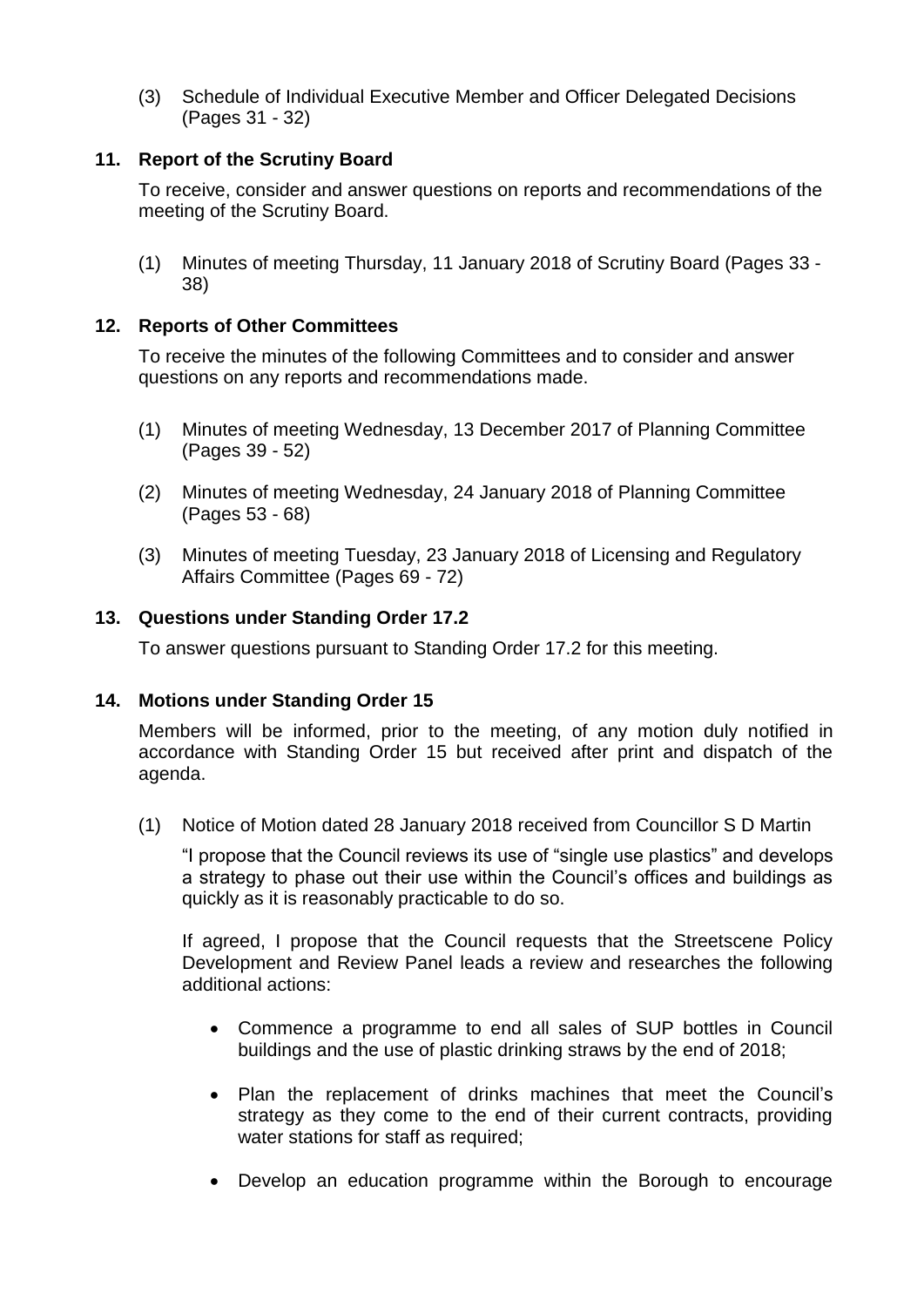(3) Schedule of Individual Executive Member and Officer Delegated Decisions (Pages 31 - 32)

## 11. Report of the Scrutiny Board

To receive, consider and answer questions on reports and recommendations of the meeting of the Scrutiny Board.

(1) Minutes of meeting Thursday, 11 January 2018 of Scrutiny Board (Pages 33 - 38)

## 12. Reports of Other Committees

To receive the minutes of the following Committees and to consider and answer questions on any reports and recommendations made.

(1) Minutes of meeting Wednesday, 13 December 2017 of Planning Committee (Pages 39 - 52)

(2) Minutes of meeting Wednesday, 24 January 2018 of Planning Committee (Pages 53 - 68)

(3) Minutes of meeting Tuesday, 23 January 2018 of Licensing and Regulatory Affairs Committee (Pages 69 - 72)

## 13. Questions under Standing Order 17.2

To answer questions pursuant to Standing Order 17.2 for this meeting.

## 14. Motions under Standing Order 15

Members will be informed, prior to the meeting, of any motion duly notified in accordance with Standing Order 15 but received after print and dispatch of the agenda.

(1) Notice of Motion dated 28 January 2018 received from Councillor S D Martin

"I propose that the Council reviews its use of "single use plastics" and develops a strategy to phase out their use within the Council's offices and buildings as quickly as it is reasonably practicable to do so.

If agreed, I propose that the Council requests that the Streetscene Policy Development and Review Panel leads a review and researches the following additional actions:

- Commence a programme to end all sales of SUP bottles in Council buildings and the use of plastic drinking straws by the end of 2018;
- Plan the replacement of drinks machines that meet the Council's strategy as they come to the end of their current contracts, providing water stations for staff as required;
- Develop an education programme within the Borough to encourage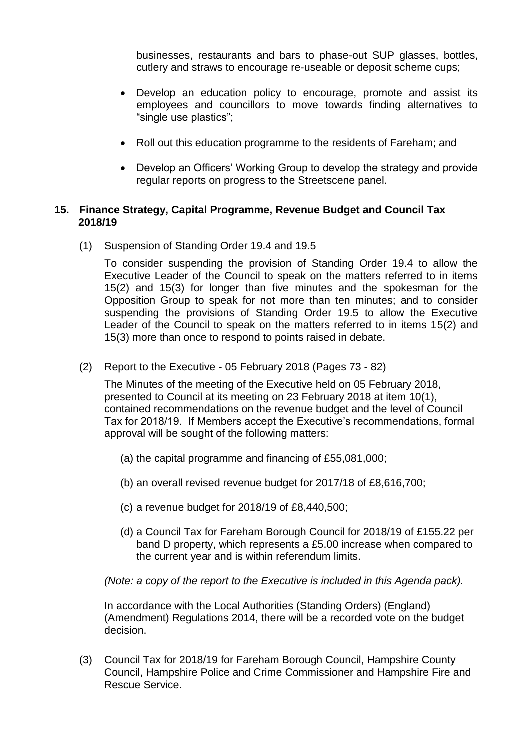businesses, restaurants and bars to phase-out SUP glasses, bottles, cutlery and straws to encourage re-useable or deposit scheme cups;

- Develop an education policy to encourage, promote and assist its employees and councillors to move towards finding alternatives to "single use plastics";
- Roll out this education programme to the residents of Fareham; and
- Develop an Officers' Working Group to develop the strategy and provide regular reports on progress to the Streetscene panel.

## 15. Finance Strategy, Capital Programme, Revenue Budget and Council Tax 2018/19

(1) Suspension of Standing Order 19.4 and 19.5

To consider suspending the provision of Standing Order 19.4 to allow the Executive Leader of the Council to speak on the matters referred to in items 15(2) and 15(3) for longer than five minutes and the spokesman for the Opposition Group to speak for not more than ten minutes; and to consider suspending the provisions of Standing Order 19.5 to allow the Executive Leader of the Council to speak on the matters referred to in items 15(2) and 15(3) more than once to respond to points raised in debate.

(2) Report to the Executive - 05 February 2018 (Pages 73 - 82)

The Minutes of the meeting of the Executive held on 05 February 2018, presented to Council at its meeting on 23 February 2018 at item 10(1), contained recommendations on the revenue budget and the level of Council Tax for 2018/19. If Members accept the Executive's recommendations, formal approval will be sought of the following matters:

(a) the capital programme and financing of £55,081,000;

(b) an overall revised revenue budget for 2017/18 of £8,616,700;

(c) a revenue budget for 2018/19 of £8,440,500;

(d) a Council Tax for Fareham Borough Council for 2018/19 of £155.22 per band D property, which represents a £5.00 increase when compared to the current year and is within referendum limits.

*(Note: a copy of the report to the Executive is included in this Agenda pack).*

In accordance with the Local Authorities (Standing Orders) (England) (Amendment) Regulations 2014, there will be a recorded vote on the budget decision.

(3) Council Tax for 2018/19 for Fareham Borough Council, Hampshire County Council, Hampshire Police and Crime Commissioner and Hampshire Fire and Rescue Service.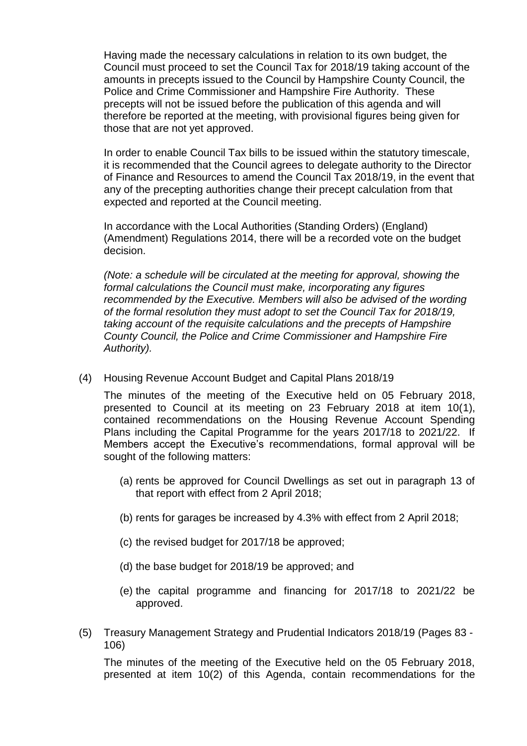Having made the necessary calculations in relation to its own budget, the Council must proceed to set the Council Tax for 2018/19 taking account of the amounts in precepts issued to the Council by Hampshire County Council, the Police and Crime Commissioner and Hampshire Fire Authority. These precepts will not be issued before the publication of this agenda and will therefore be reported at the meeting, with provisional figures being given for those that are not yet approved.

In order to enable Council Tax bills to be issued within the statutory timescale, it is recommended that the Council agrees to delegate authority to the Director of Finance and Resources to amend the Council Tax 2018/19, in the event that any of the precepting authorities change their precept calculation from that expected and reported at the Council meeting.

In accordance with the Local Authorities (Standing Orders) (England) (Amendment) Regulations 2014, there will be a recorded vote on the budget decision.

*(Note: a schedule will be circulated at the meeting for approval, showing the formal calculations the Council must make, incorporating any figures recommended by the Executive. Members will also be advised of the wording of the formal resolution they must adopt to set the Council Tax for 2018/19, taking account of the requisite calculations and the precepts of Hampshire County Council, the Police and Crime Commissioner and Hampshire Fire Authority).*

(4) Housing Revenue Account Budget and Capital Plans 2018/19

The minutes of the meeting of the Executive held on 05 February 2018, presented to Council at its meeting on 23 February 2018 at item 10(1), contained recommendations on the Housing Revenue Account Spending Plans including the Capital Programme for the years 2017/18 to 2021/22. If Members accept the Executive's recommendations, formal approval will be sought of the following matters:

(a) rents be approved for Council Dwellings as set out in paragraph 13 of that report with effect from 2 April 2018;

(b) rents for garages be increased by 4.3% with effect from 2 April 2018;

(c) the revised budget for 2017/18 be approved;

(d) the base budget for 2018/19 be approved; and

(e) the capital programme and financing for 2017/18 to 2021/22 be approved.

(5) Treasury Management Strategy and Prudential Indicators 2018/19 (Pages 83 - 106)

The minutes of the meeting of the Executive held on the 05 February 2018, presented at item 10(2) of this Agenda, contain recommendations for the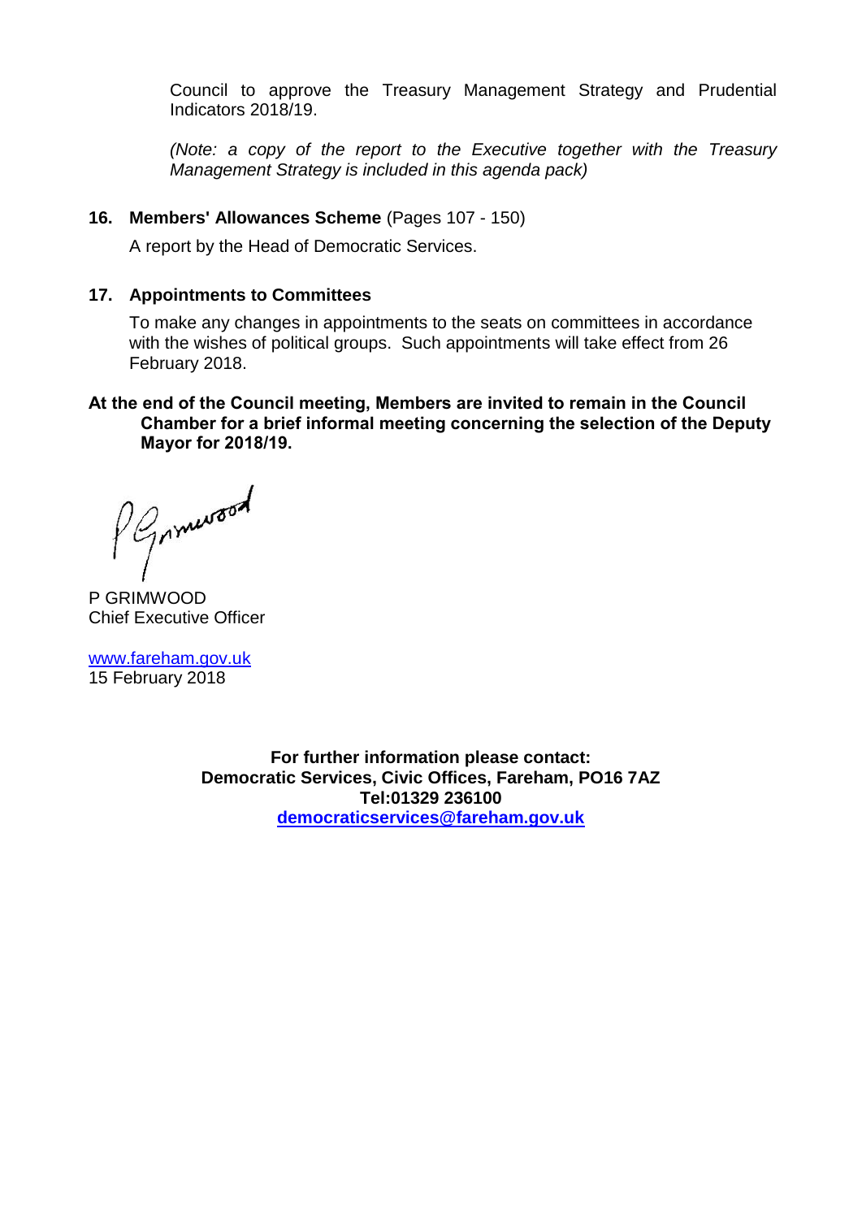Council to approve the Treasury Management Strategy and Prudential Indicators 2018/19.

*(Note: a copy of the report to the Executive together with the Treasury Management Strategy is included in this agenda pack)*

**16. Members' Allowances Scheme** (Pages 107 - 150)

A report by the Head of Democratic Services.

**17. Appointments to Committees**

To make any changes in appointments to the seats on committees in accordance with the wishes of political groups. Such appointments will take effect from 26 February 2018.

**At the end of the Council meeting, Members are invited to remain in the Council Chamber for a brief informal meeting concerning the selection of the Deputy Mayor for 2018/19.**

P GRIMWOOD
Chief Executive Officer

www.fareham.gov.uk
15 February 2018

**For further information please contact:**
**Democratic Services, Civic Offices, Fareham, PO16 7AZ**
**Tel:01329 236100**
**democraticservices@fareham.gov.uk**